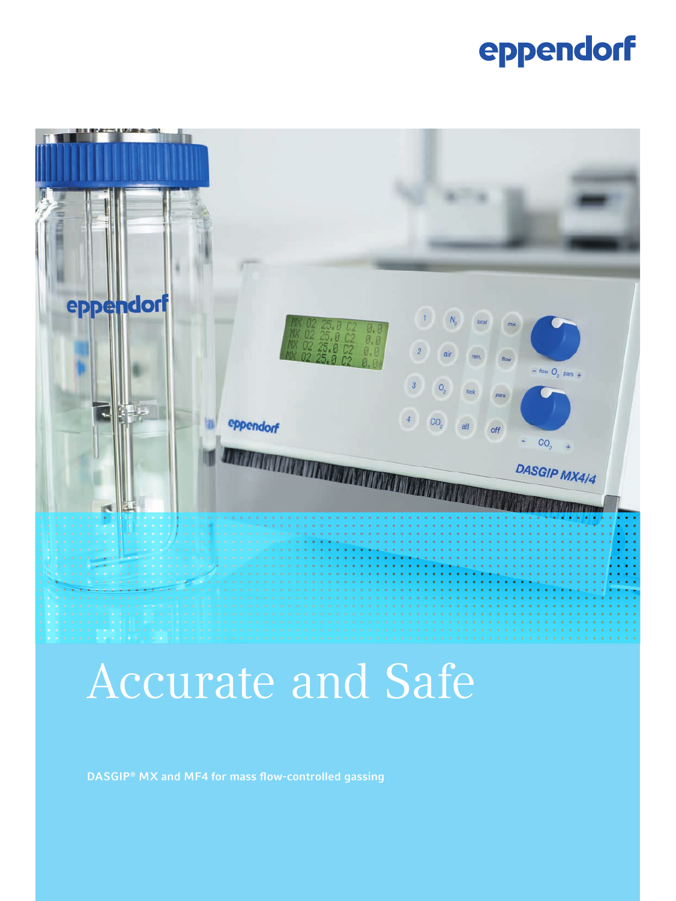eppendorf

# Accurate and Safe

**DASGIP® MX and MF4 for mass flow-controlled gassing**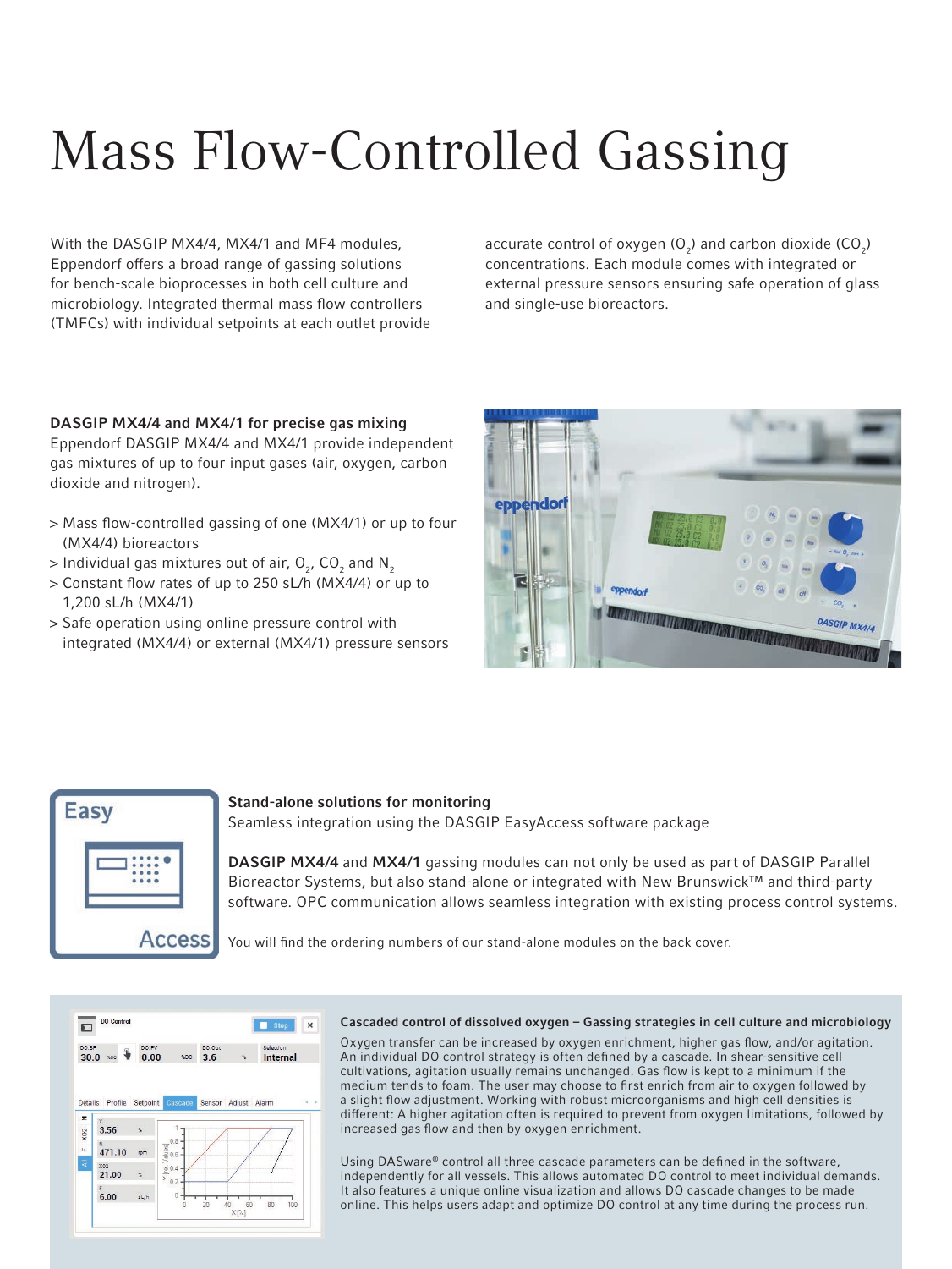# Mass Flow-Controlled Gassing

With the DASGIP MX4/4, MX4/1 and MF4 modules, Eppendorf offers a broad range of gassing solutions for bench-scale bioprocesses in both cell culture and microbiology. Integrated thermal mass flow controllers (TMFCs) with individual setpoints at each outlet provide accurate control of oxygen ($O_2$) and carbon dioxide ($CO_2$) concentrations. Each module comes with integrated or external pressure sensors ensuring safe operation of glass and single-use bioreactors.

**DASGIP MX4/4 and MX4/1 for precise gas mixing**

Eppendorf DASGIP MX4/4 and MX4/1 provide independent gas mixtures of up to four input gases (air, oxygen, carbon dioxide and nitrogen).

> Mass flow-controlled gassing of one (MX4/1) or up to four (MX4/4) bioreactors
> Individual gas mixtures out of air, $O_2$, $CO_2$ and $N_2$
> Constant flow rates of up to 250 sL/h (MX4/4) or up to 1,200 sL/h (MX4/1)
> Safe operation using online pressure control with integrated (MX4/4) or external (MX4/1) pressure sensors

**Stand-alone solutions for monitoring**

Seamless integration using the DASGIP EasyAccess software package

**DASGIP MX4/4** and **MX4/1** gassing modules can not only be used as part of DASGIP Parallel Bioreactor Systems, but also stand-alone or integrated with New Brunswick™ and third-party software. OPC communication allows seamless integration with existing process control systems.

You will find the ordering numbers of our stand-alone modules on the back cover.

**Cascaded control of dissolved oxygen – Gassing strategies in cell culture and microbiology**

Oxygen transfer can be increased by oxygen enrichment, higher gas flow, and/or agitation. An individual DO control strategy is often defined by a cascade. In shear-sensitive cell cultivations, agitation usually remains unchanged. Gas flow is kept to a minimum if the medium tends to foam. The user may choose to first enrich from air to oxygen followed by a slight flow adjustment. Working with robust microorganisms and high cell densities is different: A higher agitation often is required to prevent from oxygen limitations, followed by increased gas flow and then by oxygen enrichment.

Using DASware® control all three cascade parameters can be defined in the software, independently for all vessels. This allows automated DO control to meet individual demands. It also features a unique online visualization and allows DO cascade changes to be made online. This helps users adapt and optimize DO control at any time during the process run.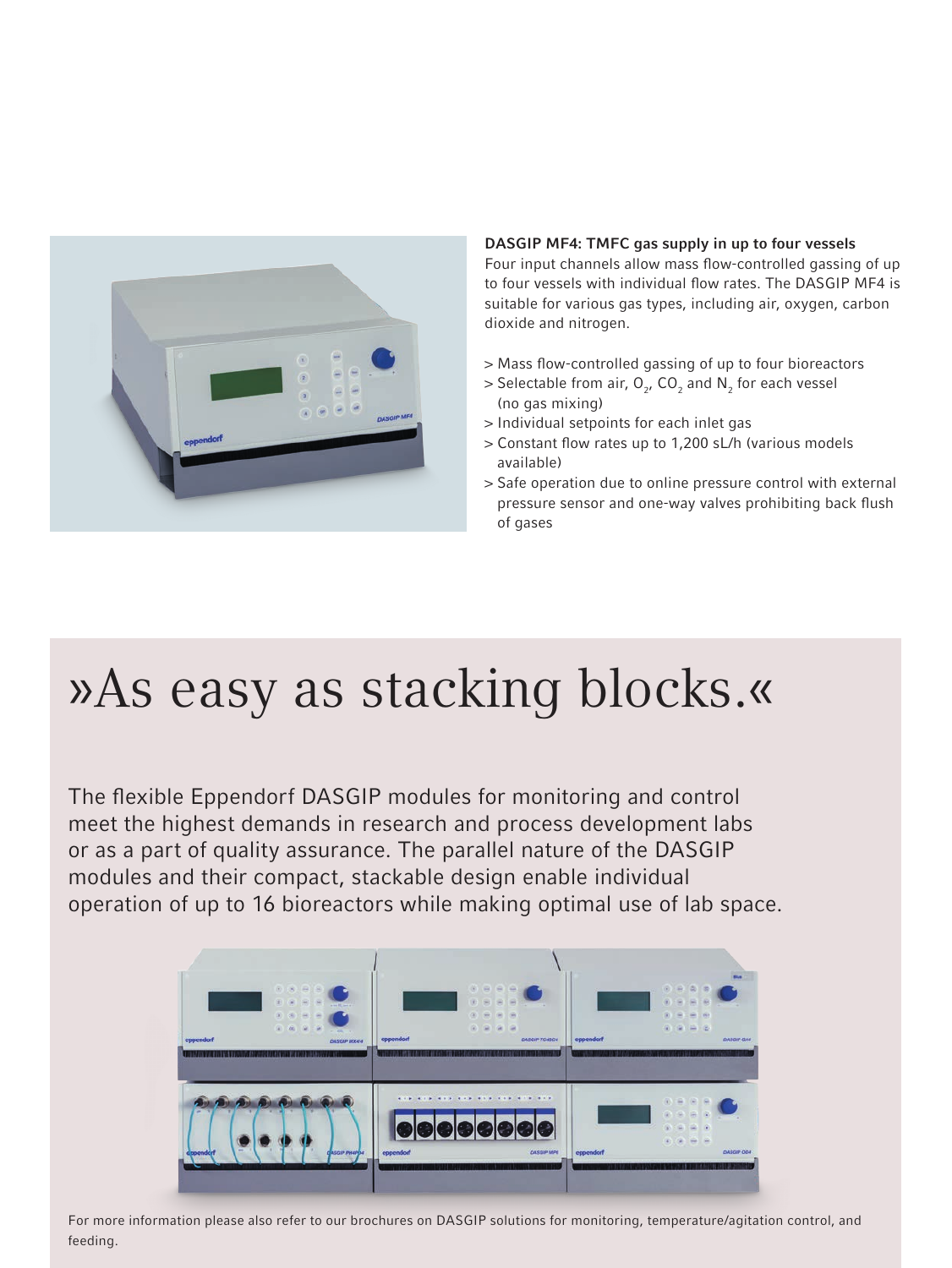**DASGIP MF4: TMFC gas supply in up to four vessels**

Four input channels allow mass flow-controlled gassing of up to four vessels with individual flow rates. The DASGIP MF4 is suitable for various gas types, including air, oxygen, carbon dioxide and nitrogen.

> Mass flow-controlled gassing of up to four bioreactors
> Selectable from air, $O_2$, $CO_2$ and $N_2$ for each vessel (no gas mixing)
> Individual setpoints for each inlet gas
> Constant flow rates up to 1,200 sL/h (various models available)
> Safe operation due to online pressure control with external pressure sensor and one-way valves prohibiting back flush of gases

# »As easy as stacking blocks.«

The flexible Eppendorf DASGIP modules for monitoring and control meet the highest demands in research and process development labs or as a part of quality assurance. The parallel nature of the DASGIP modules and their compact, stackable design enable individual operation of up to 16 bioreactors while making optimal use of lab space.

For more information please also refer to our brochures on DASGIP solutions for monitoring, temperature/agitation control, and feeding.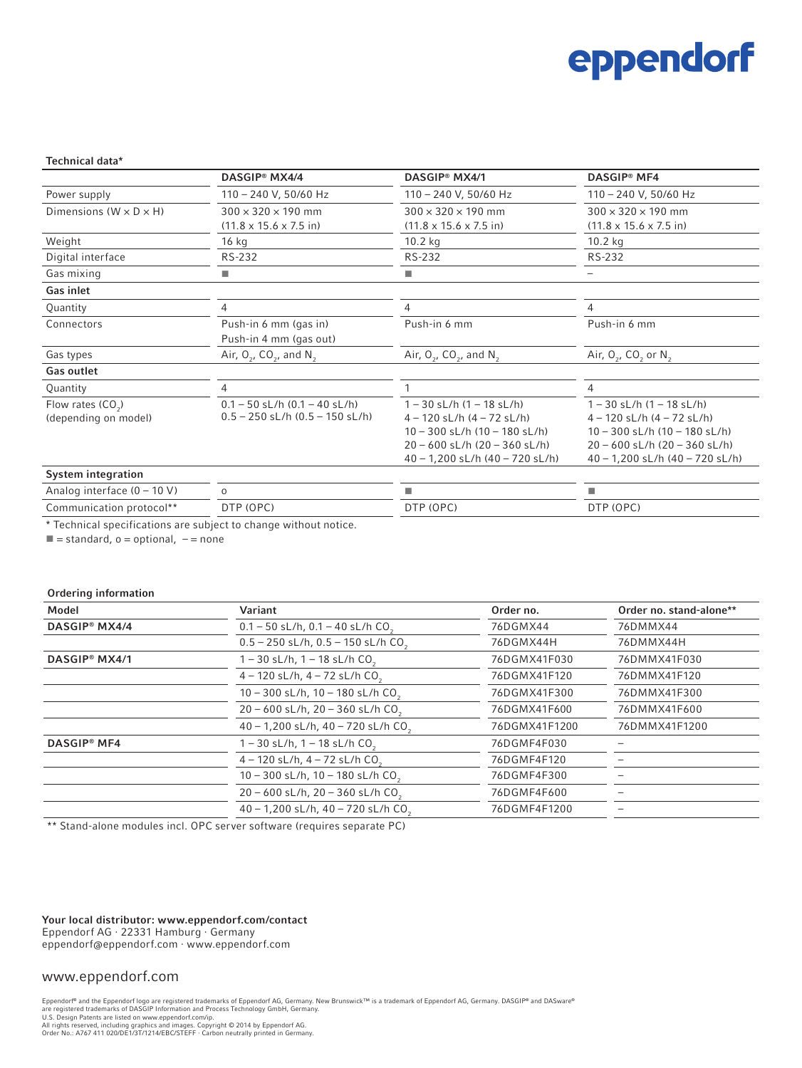eppendorf

**Technical data***

| | DASGIP® MX4/4 | DASGIP® MX4/1 | DASGIP® MF4 |
|---|---|---|---|
| Power supply | 110 – 240 V, 50/60 Hz | 110 – 240 V, 50/60 Hz | 110 – 240 V, 50/60 Hz |
| Dimensions (W × D × H) | 300 × 320 × 190 mm (11.8 x 15.6 x 7.5 in) | 300 × 320 × 190 mm (11.8 x 15.6 x 7.5 in) | 300 × 320 × 190 mm (11.8 x 15.6 x 7.5 in) |
| Weight | 16 kg | 10.2 kg | 10.2 kg |
| Digital interface | RS-232 | RS-232 | RS-232 |
| Gas mixing | ■ | ■ | – |
| **Gas inlet** | | | |
| Quantity | 4 | 4 | 4 |
| Connectors | Push-in 6 mm (gas in) Push-in 4 mm (gas out) | Push-in 6 mm | Push-in 6 mm |
| Gas types | Air, $O_2$, $CO_2$, and $N_2$ | Air, $O_2$, $CO_2$, and $N_2$ | Air, $O_2$, $CO_2$ or $N_2$ |
| **Gas outlet** | | | |
| Quantity | 4 | 1 | 4 |
| Flow rates ($CO_2$) (depending on model) | 0.1 – 50 sL/h (0.1 – 40 sL/h) 0.5 – 250 sL/h (0.5 – 150 sL/h) | 1 – 30 sL/h (1 – 18 sL/h) 4 – 120 sL/h (4 – 72 sL/h) 10 – 300 sL/h (10 – 180 sL/h) 20 – 600 sL/h (20 – 360 sL/h) 40 – 1,200 sL/h (40 – 720 sL/h) | 1 – 30 sL/h (1 – 18 sL/h) 4 – 120 sL/h (4 – 72 sL/h) 10 – 300 sL/h (10 – 180 sL/h) 20 – 600 sL/h (20 – 360 sL/h) 40 – 1,200 sL/h (40 – 720 sL/h) |
| **System integration** | | | |
| Analog interface (0 – 10 V) | o | ■ | ■ |
| Communication protocol** | DTP (OPC) | DTP (OPC) | DTP (OPC) |

* Technical specifications are subject to change without notice.
■ = standard, o = optional, – = none

**Ordering information**

| Model | Variant | Order no. | Order no. stand-alone** |
|---|---|---|---|
| **DASGIP® MX4/4** | 0.1 – 50 sL/h, 0.1 – 40 sL/h $CO_2$ | 76DGMX44 | 76DMMX44 |
| | 0.5 – 250 sL/h, 0.5 – 150 sL/h $CO_2$ | 76DGMX44H | 76DMMX44H |
| **DASGIP® MX4/1** | 1 – 30 sL/h, 1 – 18 sL/h $CO_2$ | 76DGMX41F030 | 76DMMX41F030 |
| | 4 – 120 sL/h, 4 – 72 sL/h $CO_2$ | 76DGMX41F120 | 76DMMX41F120 |
| | 10 – 300 sL/h, 10 – 180 sL/h $CO_2$ | 76DGMX41F300 | 76DMMX41F300 |
| | 20 – 600 sL/h, 20 – 360 sL/h $CO_2$ | 76DGMX41F600 | 76DMMX41F600 |
| | 40 – 1,200 sL/h, 40 – 720 sL/h $CO_2$ | 76DGMX41F1200 | 76DMMX41F1200 |
| **DASGIP® MF4** | 1 – 30 sL/h, 1 – 18 sL/h $CO_2$ | 76DGMF4F030 | – |
| | 4 – 120 sL/h, 4 – 72 sL/h $CO_2$ | 76DGMF4F120 | – |
| | 10 – 300 sL/h, 10 – 180 sL/h $CO_2$ | 76DGMF4F300 | – |
| | 20 – 600 sL/h, 20 – 360 sL/h $CO_2$ | 76DGMF4F600 | – |
| | 40 – 1,200 sL/h, 40 – 720 sL/h $CO_2$ | 76DGMF4F1200 | – |

** Stand-alone modules incl. OPC server software (requires separate PC)

**Your local distributor: www.eppendorf.com/contact**
Eppendorf AG · 22331 Hamburg · Germany
eppendorf@eppendorf.com · www.eppendorf.com

www.eppendorf.com

Eppendorf® and the Eppendorf logo are registered trademarks of Eppendorf AG, Germany. New Brunswick™ is a trademark of Eppendorf AG, Germany. DASGIP® and DASware® are registered trademarks of DASGIP Information and Process Technology GmbH, Germany.
U.S. Design Patents are listed on www.eppendorf.com/ip.
All rights reserved, including graphics and images. Copyright © 2014 by Eppendorf AG.
Order No.: A767 411 020/DE1/3T/1214/EBC/STEFF · Carbon neutrally printed in Germany.